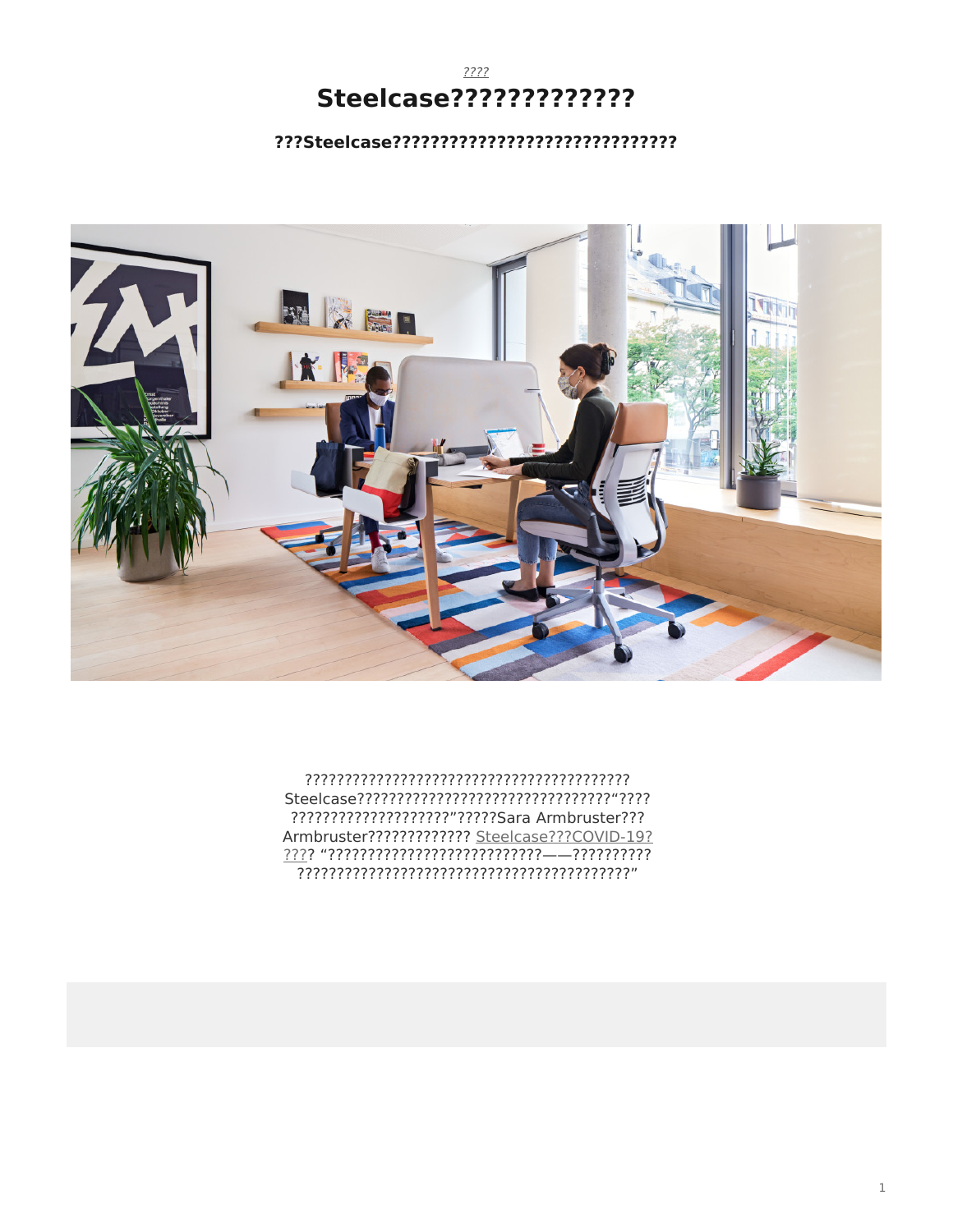????

# Steelcase?????????????

### ???Steelcase??????????????????????????????

??????????????????????????????????????????
Steelcase????????????????????????????????"????
????????????????????"?????Sara Armbruster???
Armbruster????????????? Steelcase???COVID-19?
???? "???????????????????????????——??????????
???????????????????????????????????????????"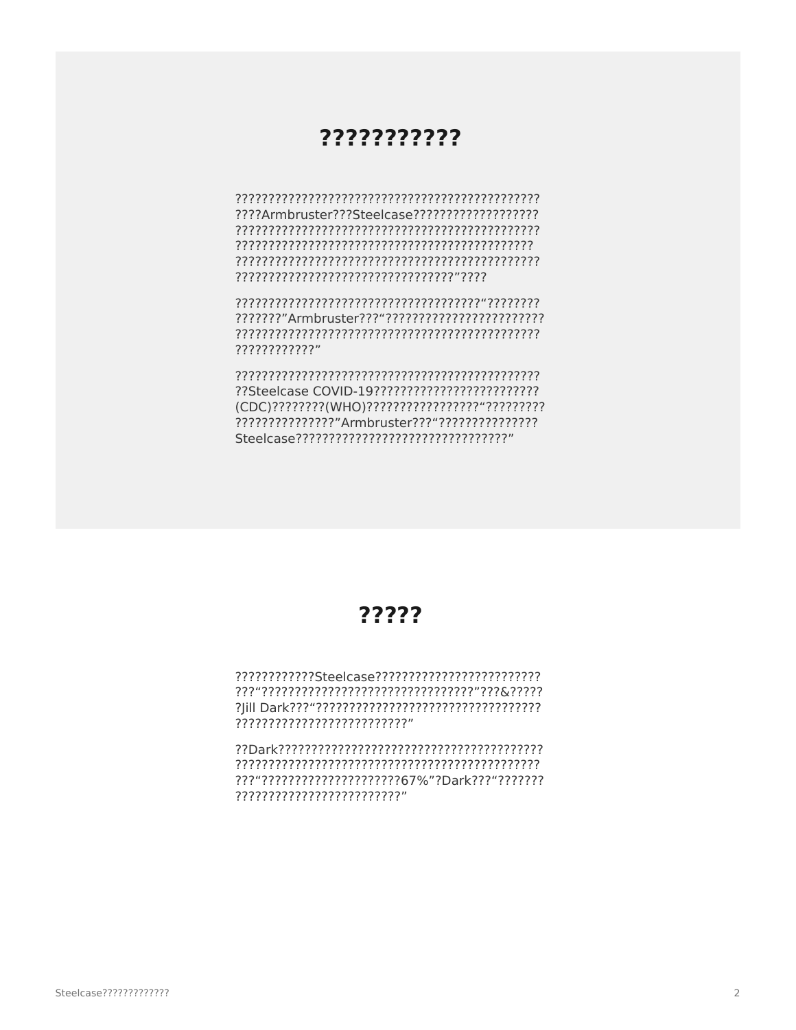# ??????????

???????????????????????????????????????????????????????Armbruster???Steelcase??????????????????????????????????????????????????????????????????????????????????????????????????????????????????????????????????????????????????????????????????????????????????????????????????????????????”????

???????????????????????????????????????“???????????????”Armbruster???“????????????????????????????????????????????????????????????????????????????????????”

?????????????????????????????????????????????????Steelcase COVID-19???????????????????????????(CDC)????????(WHO)?????????????????“????????????????????????”Armbruster???“???????????????Steelcase????????????????????????????????”

# ?????

????????????Steelcase???????????????????????????“????????????????????????????????”???&??????Jill Dark???“?????????????????????????????????????????????????????????????”

??Dark?????????????????????????????????????????????????????????????????????????????????????????????“????????????????????67%”?Dark???“??????????????????????????????????”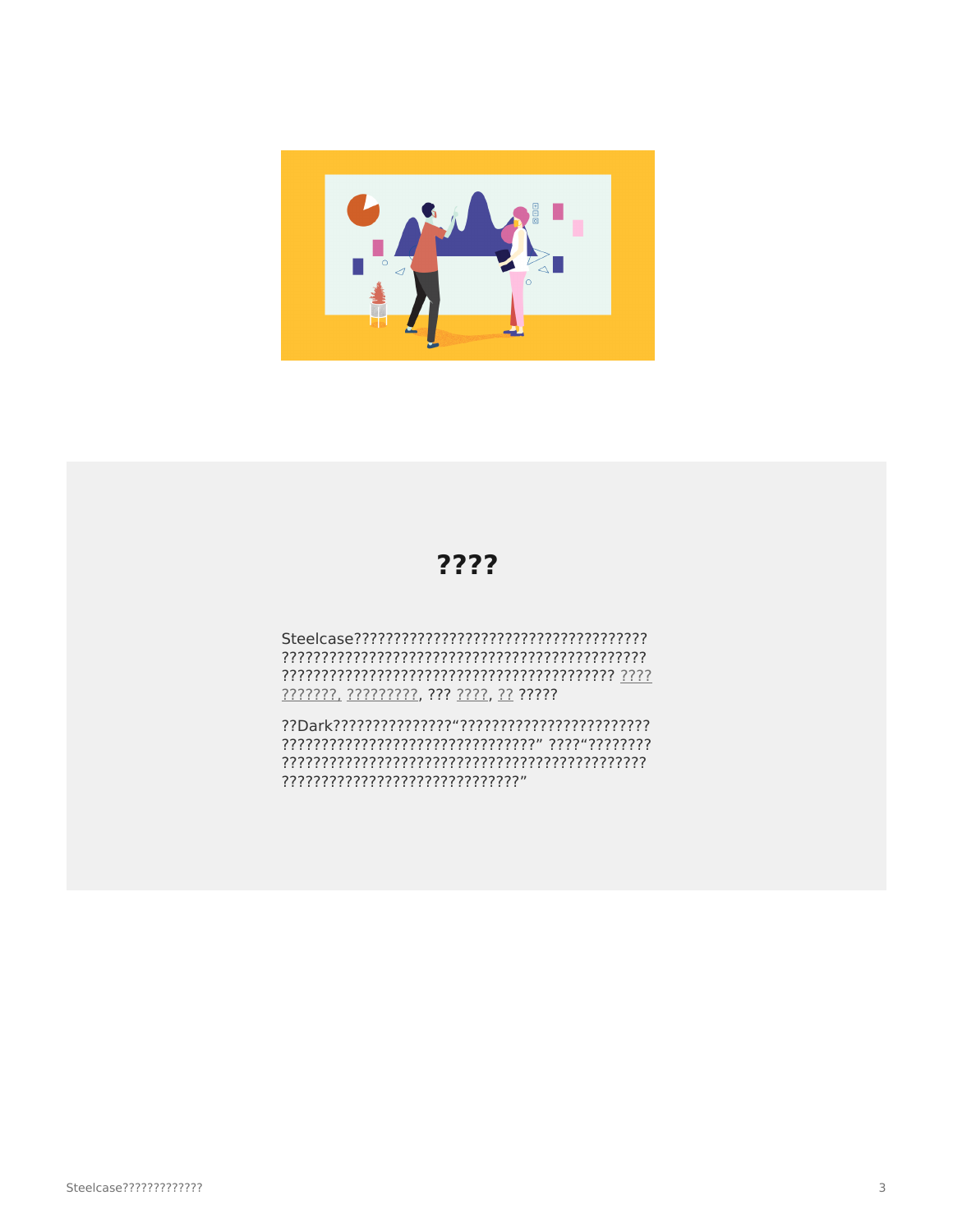## ????

Steelcase??????????????????????????????????????
?????????????????????????????????????????????
?????????????????????????????????????????? ????
???????, ?????????, ??? ????, ?? ?????

??Dark???????????????"?????????????????????????
?????????????????????????????????" ????"????????
?????????????????????????????????????????????
??????????????????????????????"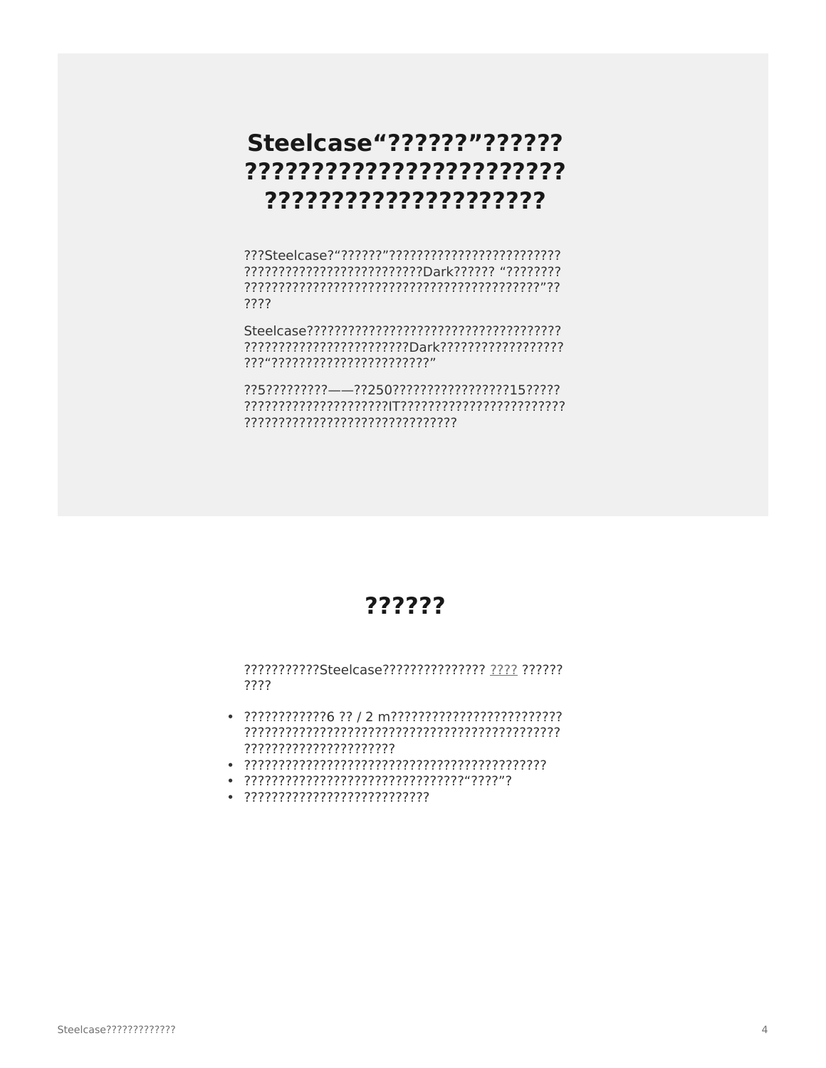# Steelcase“??????”?????? ???????????????????????? ?????????????????????

???Steelcase?“??????”???????????????????????????????????????????????????????????Dark?????? “?????????????????????????????????????????????????????”??????

Steelcase??????????????????????????????????????????????????????????????Dark????????????????????“??????????????????????”

??5?????????——??250????????????????15?????????????????????????IT?????????????????????????????????????????????????????????

## ??????

???????????Steelcase??????????????? ???? ??????????

- ????????????6 ?? / 2 m??????????????????????????????????????????????????????????????????????????????????????????????????
- ????????????????????????????????????????????
- ???????????????????????????????“????”?
- ???????????????????????????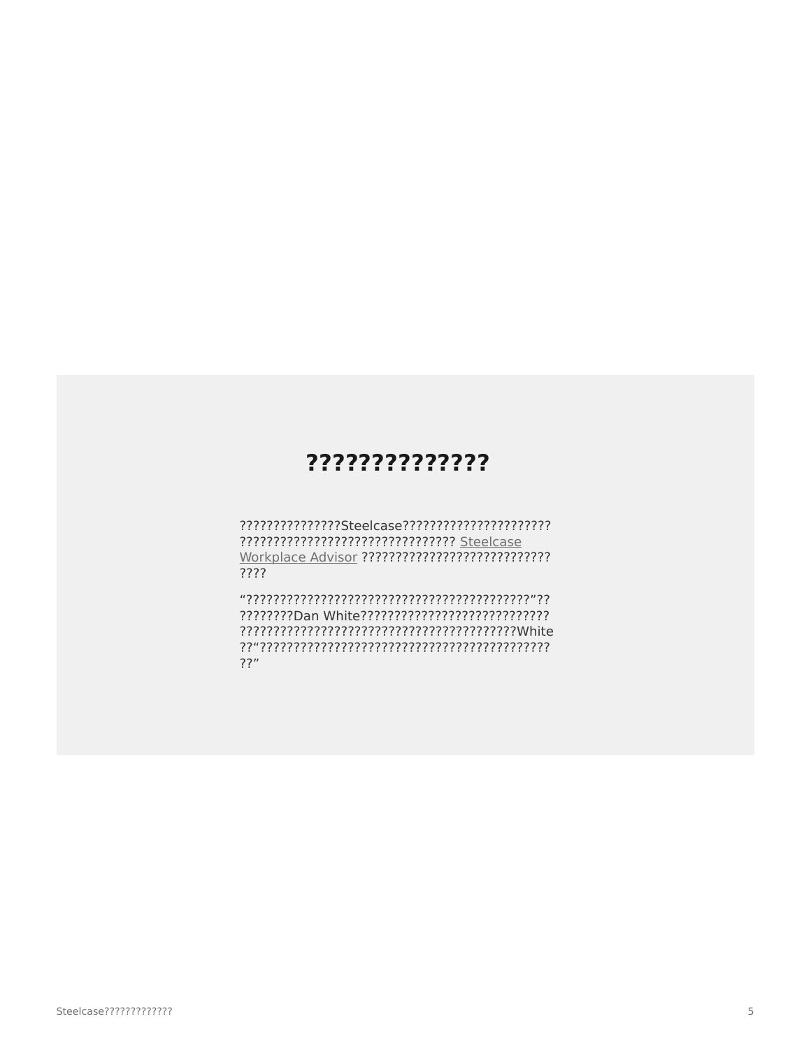## ??????????????

???????????????Steelcase??????????????????????
???????????????????????????????? Steelcase Workplace Advisor ????????????????????????????
????

“???????????????????????????????????????????”??
????????Dan White????????????????????????????
???????????????????????????????????????White
??“????????????????????????????????????????????
??”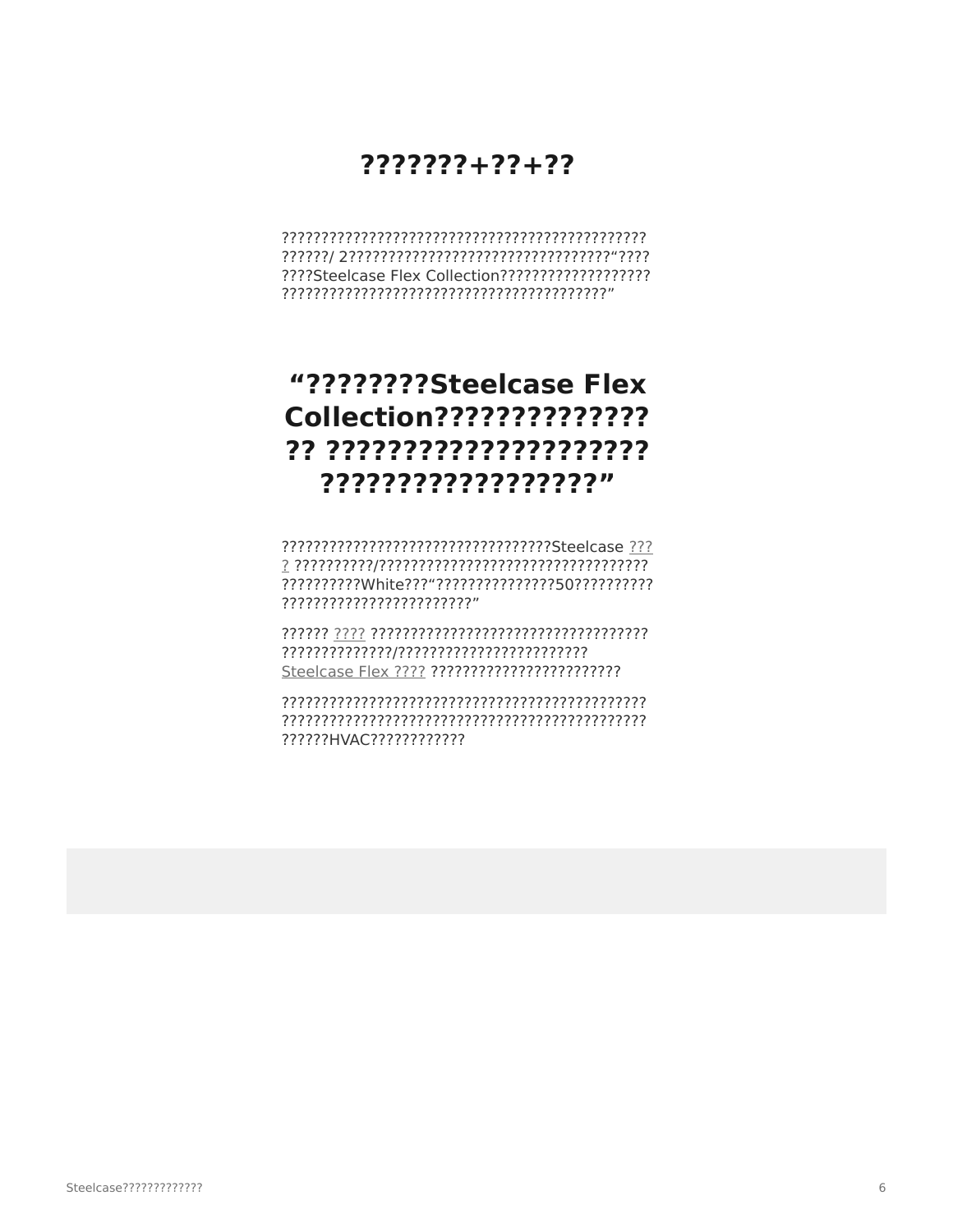# ???????+??+??

??????????????????????????????????????????????
??????/ 2?????????????????????????????????“????
????Steelcase Flex Collection??????????????????
?????????????????????????????????????????”

## “????????Steelcase Flex Collection????????????????? ?????????????????????? ??????????????????”

???????????????????????????????????Steelcase ????
?????????/??????????????????????????????????
??????????White???“???????????????50??????????
????????????????????????”

?????? ???? ???????????????????????????????????
??????????????/????????????????????????
Steelcase Flex ???? ????????????????????????

??????????????????????????????????????????????
??????????????????????????????????????????????
??????HVAC????????????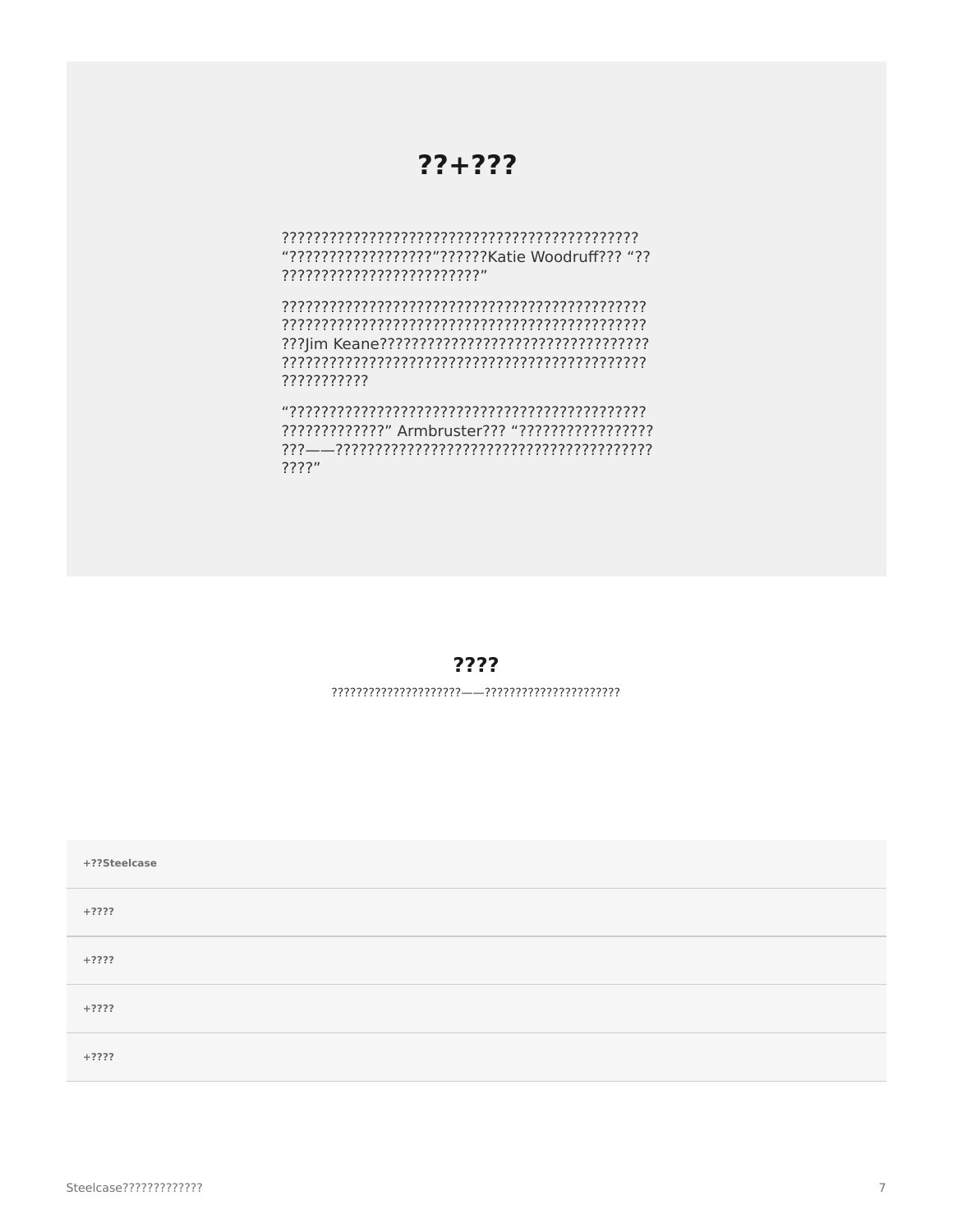## ??+???

?????????????????????????????????????????????? “??????????????????”??????Katie Woodruff??? “?? ?????????????????????????”

?????????????????????????????????????????????? ?????????????????????????????????????????????? ???Jim Keane????????????????????????????????? ?????????????????????????????????????????????? ???????????

“?????????????????????????????????????????????? ?????????????” Armbruster??? “????????????????? ???——???????????????????????????????????????? ????”

## ????

?????????????????????——??????????????????????

**+??Steelcase**

**+????**

**+????**

**+????**

**+????**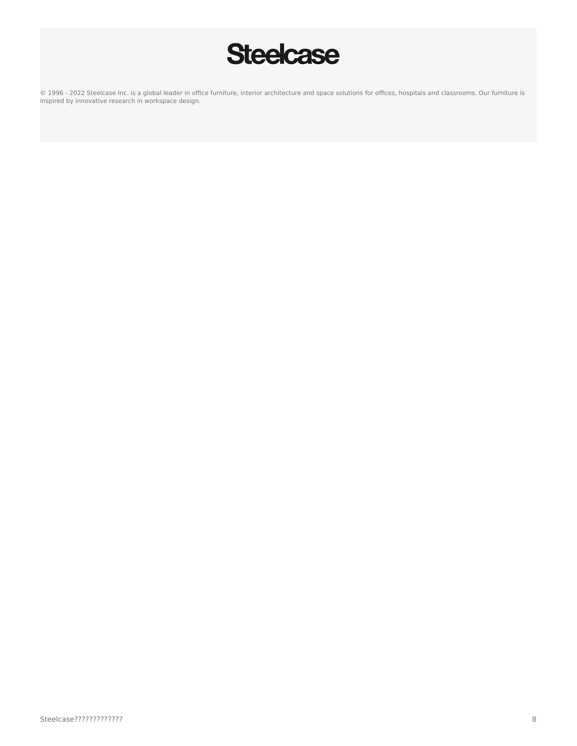Steelcase

© 1996 - 2022 Steelcase Inc. is a global leader in office furniture, interior architecture and space solutions for offices, hospitals and classrooms. Our furniture is inspired by innovative research in workspace design.